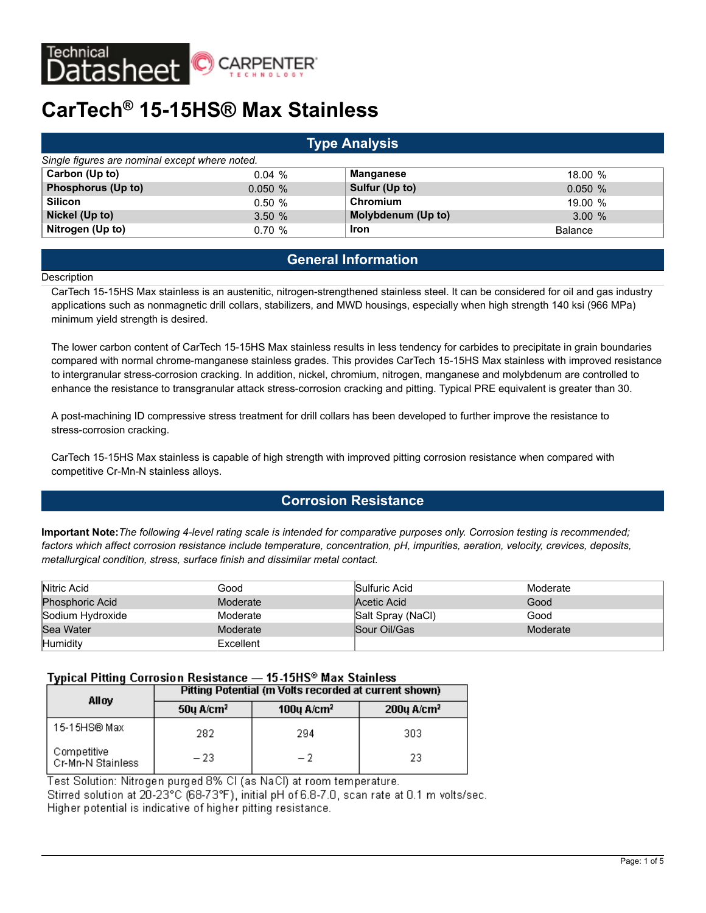Technical Datasheet — CARPENTER TECHNOLOGY

# CarTech® 15-15HS® Max Stainless

## Type Analysis

*Single figures are nominal except where noted.*

| | | | |
|---|---|---|---|
| **Carbon (Up to)** | 0.04 % | **Manganese** | 18.00 % |
| **Phosphorus (Up to)** | 0.050 % | **Sulfur (Up to)** | 0.050 % |
| **Silicon** | 0.50 % | **Chromium** | 19.00 % |
| **Nickel (Up to)** | 3.50 % | **Molybdenum (Up to)** | 3.00 % |
| **Nitrogen (Up to)** | 0.70 % | **Iron** | Balance |

## General Information

Description

CarTech 15-15HS Max stainless is an austenitic, nitrogen-strengthened stainless steel. It can be considered for oil and gas industry applications such as nonmagnetic drill collars, stabilizers, and MWD housings, especially when high strength 140 ksi (966 MPa) minimum yield strength is desired.

The lower carbon content of CarTech 15-15HS Max stainless results in less tendency for carbides to precipitate in grain boundaries compared with normal chrome-manganese stainless grades. This provides CarTech 15-15HS Max stainless with improved resistance to intergranular stress-corrosion cracking. In addition, nickel, chromium, nitrogen, manganese and molybdenum are controlled to enhance the resistance to transgranular attack stress-corrosion cracking and pitting. Typical PRE equivalent is greater than 30.

A post-machining ID compressive stress treatment for drill collars has been developed to further improve the resistance to stress-corrosion cracking.

CarTech 15-15HS Max stainless is capable of high strength with improved pitting corrosion resistance when compared with competitive Cr-Mn-N stainless alloys.

## Corrosion Resistance

**Important Note:** *The following 4-level rating scale is intended for comparative purposes only. Corrosion testing is recommended; factors which affect corrosion resistance include temperature, concentration, pH, impurities, aeration, velocity, crevices, deposits, metallurgical condition, stress, surface finish and dissimilar metal contact.*

| | | | |
|---|---|---|---|
| Nitric Acid | Good | Sulfuric Acid | Moderate |
| Phosphoric Acid | Moderate | Acetic Acid | Good |
| Sodium Hydroxide | Moderate | Salt Spray (NaCl) | Good |
| Sea Water | Moderate | Sour Oil/Gas | Moderate |
| Humidity | Excellent | | |

**Typical Pitting Corrosion Resistance — 15-15HS® Max Stainless**

| Alloy | Pitting Potential (m Volts recorded at current shown) | | |
|---|---|---|---|
| | 50μ A/cm² | 100μ A/cm² | 200μ A/cm² |
| 15-15HS® Max | 282 | 294 | 303 |
| Competitive Cr-Mn-N Stainless | −23 | −2 | 23 |

Test Solution: Nitrogen purged 8% Cl (as NaCl) at room temperature.
Stirred solution at 20-23°C (68-73°F), initial pH of 6.8-7.0, scan rate at 0.1 m volts/sec.
Higher potential is indicative of higher pitting resistance.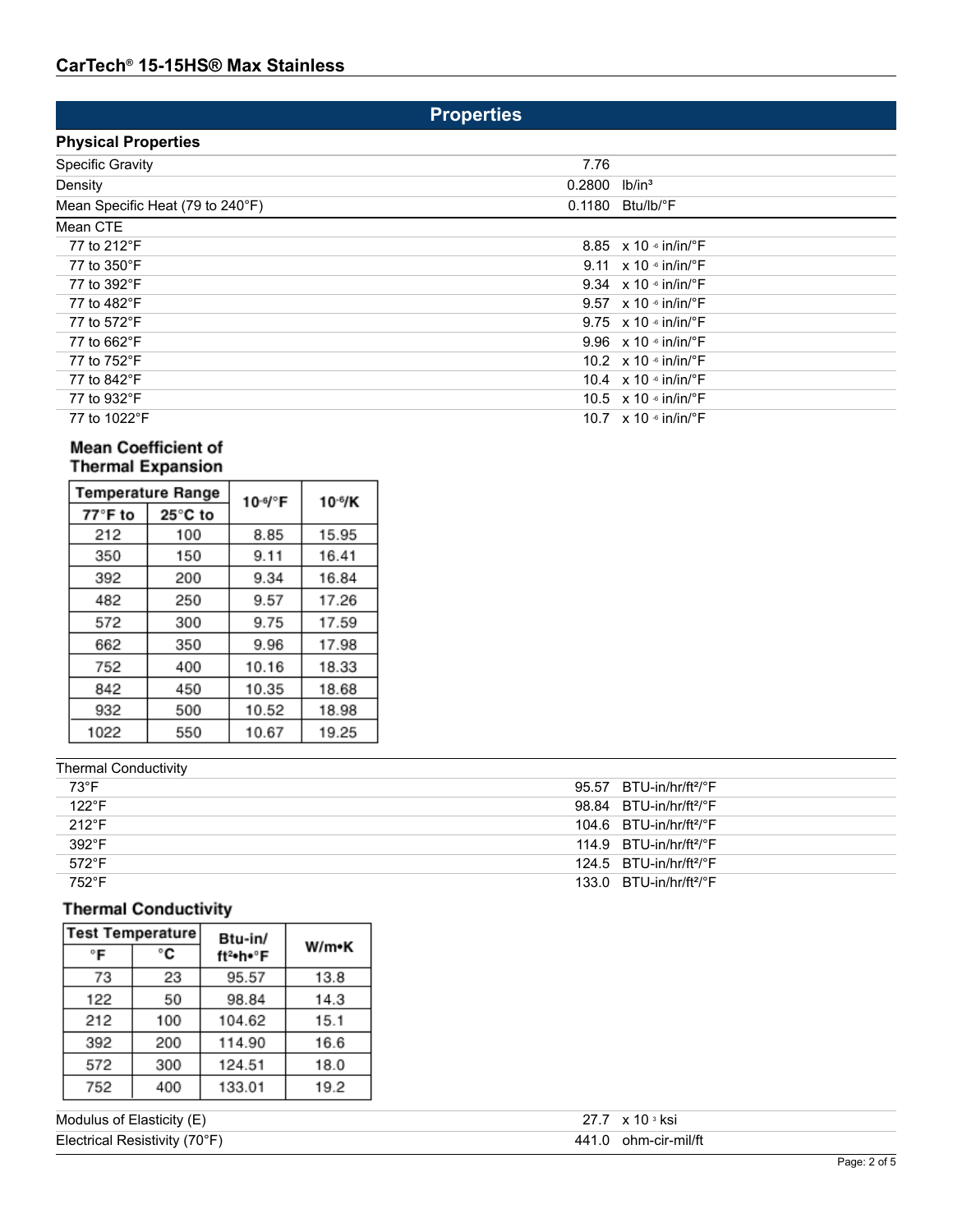# CarTech® 15-15HS® Max Stainless

## Properties

### Physical Properties

| Property | Value | Unit |
|---|---|---|
| Specific Gravity | 7.76 | |
| Density | 0.2800 | lb/in³ |
| Mean Specific Heat (79 to 240°F) | 0.1180 | Btu/lb/°F |
| Mean CTE | | |
| 77 to 212°F | 8.85 | x 10 $^{-6}$ in/in/°F |
| 77 to 350°F | 9.11 | x 10 $^{-6}$ in/in/°F |
| 77 to 392°F | 9.34 | x 10 $^{-6}$ in/in/°F |
| 77 to 482°F | 9.57 | x 10 $^{-6}$ in/in/°F |
| 77 to 572°F | 9.75 | x 10 $^{-6}$ in/in/°F |
| 77 to 662°F | 9.96 | x 10 $^{-6}$ in/in/°F |
| 77 to 752°F | 10.2 | x 10 $^{-6}$ in/in/°F |
| 77 to 842°F | 10.4 | x 10 $^{-6}$ in/in/°F |
| 77 to 932°F | 10.5 | x 10 $^{-6}$ in/in/°F |
| 77 to 1022°F | 10.7 | x 10 $^{-6}$ in/in/°F |

**Mean Coefficient of Thermal Expansion**

| Temperature Range | | $10^{-6}$/°F | $10^{-6}$/K |
|---|---|---|---|
| 77°F to | 25°C to | | |
| 212 | 100 | 8.85 | 15.95 |
| 350 | 150 | 9.11 | 16.41 |
| 392 | 200 | 9.34 | 16.84 |
| 482 | 250 | 9.57 | 17.26 |
| 572 | 300 | 9.75 | 17.59 |
| 662 | 350 | 9.96 | 17.98 |
| 752 | 400 | 10.16 | 18.33 |
| 842 | 450 | 10.35 | 18.68 |
| 932 | 500 | 10.52 | 18.98 |
| 1022 | 550 | 10.67 | 19.25 |

| Property | Value | Unit |
|---|---|---|
| Thermal Conductivity | | |
| 73°F | 95.57 | BTU-in/hr/ft²/°F |
| 122°F | 98.84 | BTU-in/hr/ft²/°F |
| 212°F | 104.6 | BTU-in/hr/ft²/°F |
| 392°F | 114.9 | BTU-in/hr/ft²/°F |
| 572°F | 124.5 | BTU-in/hr/ft²/°F |
| 752°F | 133.0 | BTU-in/hr/ft²/°F |

**Thermal Conductivity**

| Test Temperature | | Btu-in/ft²•h•°F | W/m•K |
|---|---|---|---|
| °F | °C | | |
| 73 | 23 | 95.57 | 13.8 |
| 122 | 50 | 98.84 | 14.3 |
| 212 | 100 | 104.62 | 15.1 |
| 392 | 200 | 114.90 | 16.6 |
| 572 | 300 | 124.51 | 18.0 |
| 752 | 400 | 133.01 | 19.2 |

| Property | Value | Unit |
|---|---|---|
| Modulus of Elasticity (E) | 27.7 | x 10 $^{3}$ ksi |
| Electrical Resistivity (70°F) | 441.0 | ohm-cir-mil/ft |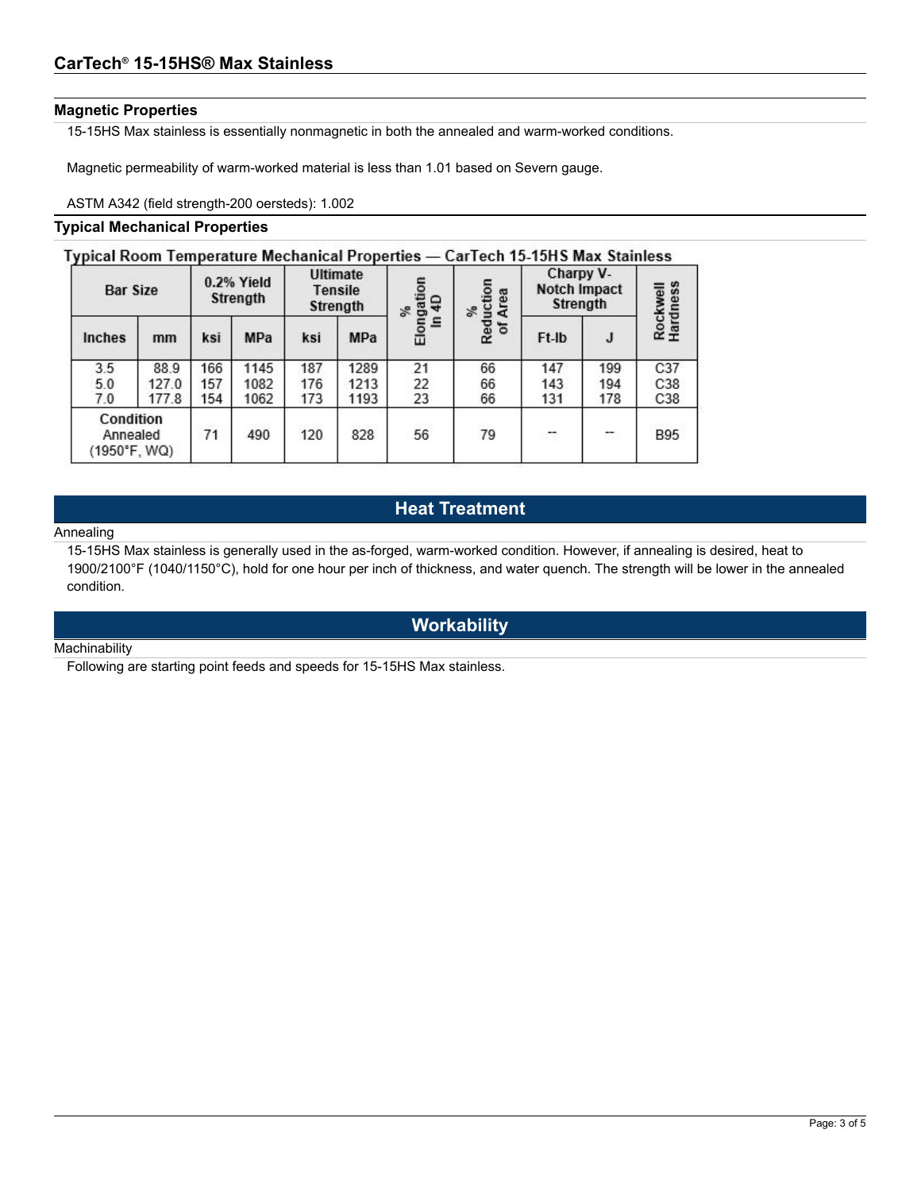## Magnetic Properties

15-15HS Max stainless is essentially nonmagnetic in both the annealed and warm-worked conditions.

Magnetic permeability of warm-worked material is less than 1.01 based on Severn gauge.

ASTM A342 (field strength-200 oersteds): 1.002

## Typical Mechanical Properties

**Typical Room Temperature Mechanical Properties — CarTech 15-15HS Max Stainless**

| Bar Size | | 0.2% Yield Strength | | Ultimate Tensile Strength | | % Elongation In 4D | % Reduction of Area | Charpy V-Notch Impact Strength | | Rockwell Hardness |
|---|---|---|---|---|---|---|---|---|---|---|
| Inches | mm | ksi | MPa | ksi | MPa | | | Ft-lb | J | |
| 3.5 | 88.9 | 166 | 1145 | 187 | 1289 | 21 | 66 | 147 | 199 | C37 |
| 5.0 | 127.0 | 157 | 1082 | 176 | 1213 | 22 | 66 | 143 | 194 | C38 |
| 7.0 | 177.8 | 154 | 1062 | 173 | 1193 | 23 | 66 | 131 | 178 | C38 |
| Condition Annealed (1950°F, WQ) | | 71 | 490 | 120 | 828 | 56 | 79 | -- | -- | B95 |

# Heat Treatment

### Annealing

15-15HS Max stainless is generally used in the as-forged, warm-worked condition. However, if annealing is desired, heat to 1900/2100°F (1040/1150°C), hold for one hour per inch of thickness, and water quench. The strength will be lower in the annealed condition.

# Workability

### Machinability

Following are starting point feeds and speeds for 15-15HS Max stainless.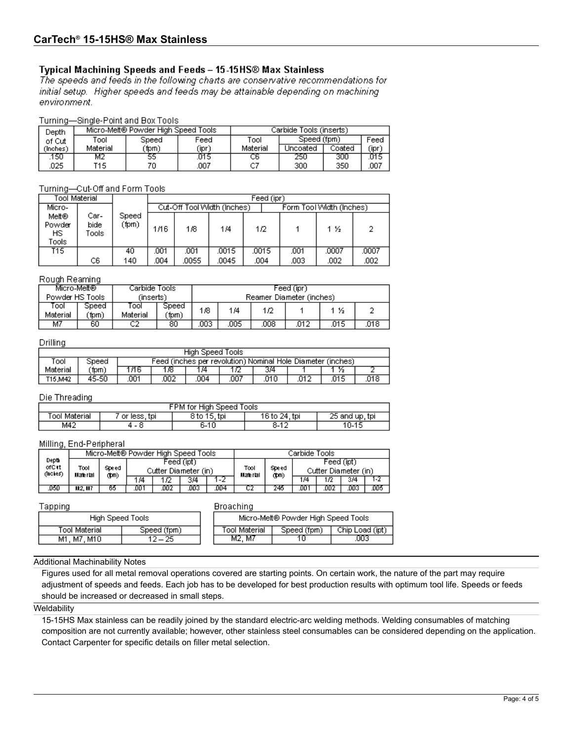## CarTech® 15-15HS® Max Stainless

### Typical Machining Speeds and Feeds – 15-15HS® Max Stainless

*The speeds and feeds in the following charts are conservative recommendations for initial setup. Higher speeds and feeds may be attainable depending on machining environment.*

Turning—Single-Point and Box Tools

| Depth of Cut (Inches) | Micro-Melt® Powder High Speed Tools | | | Carbide Tools (inserts) | | | |
|---|---|---|---|---|---|---|---|
| | Tool Material | Speed (fpm) | Feed (ipr) | Tool Material | Speed (fpm) | | Feed (ipr) |
| | | | | | Uncoated | Coated | |
| .150 | M2 | 55 | .015 | C6 | 250 | 300 | .015 |
| .025 | T15 | 70 | .007 | C7 | 300 | 350 | .007 |

Turning—Cut-Off and Form Tools

| Tool Material | | Speed (fpm) | Feed (ipr) | | | | | | |
|---|---|---|---|---|---|---|---|---|---|
| Micro-Melt® Powder HS Tools | Carbide Tools | | Cut-Off Tool Width (Inches) | | | | Form Tool Width (Inches) | | |
| | | | 1/16 | 1/8 | 1/4 | 1/2 | 1 | 1 ½ | 2 |
| T15 | | 40 | .001 | .001 | .0015 | .0015 | .001 | .0007 | .0007 |
| | C6 | 140 | .004 | .0055 | .0045 | .004 | .003 | .002 | .002 |

Rough Reaming

| Micro-Melt® Powder HS Tools | | Carbide Tools (inserts) | | Feed (ipr) Reamer Diameter (inches) | | | | | |
|---|---|---|---|---|---|---|---|---|---|
| Tool Material | Speed (fpm) | Tool Material | Speed (fpm) | 1/8 | 1/4 | 1/2 | 1 | 1 ½ | 2 |
| M7 | 60 | C2 | 80 | .003 | .005 | .008 | .012 | .015 | .018 |

Drilling

| High Speed Tools | | | | | | | | | |
|---|---|---|---|---|---|---|---|---|---|
| Tool Material | Speed (fpm) | Feed (inches per revolution) Nominal Hole Diameter (inches) | | | | | | | |
| | | 1/16 | 1/8 | 1/4 | 1/2 | 3/4 | 1 | 1 ½ | 2 |
| T15,M42 | 45-50 | .001 | .002 | .004 | .007 | .010 | .012 | .015 | .018 |

Die Threading

| FPM for High Speed Tools | | | | |
|---|---|---|---|---|
| Tool Material | 7 or less, tpi | 8 to 15, tpi | 16 to 24, tpi | 25 and up, tpi |
| M42 | 4 - 8 | 6-10 | 8-12 | 10-15 |

Milling, End-Peripheral

| Depth of Cut (Inches) | Micro-Melt® Powder High Speed Tools | | | | | | Carbide Tools | | | | | |
|---|---|---|---|---|---|---|---|---|---|---|---|---|
| | Tool Material | Speed (fpm) | Feed (ipt) Cutter Diameter (in) | | | | Tool Material | Speed (fpm) | Feed (ipt) Cutter Diameter (in) | | | |
| | | | 1/4 | 1/2 | 3/4 | 1-2 | | | 1/4 | 1/2 | 3/4 | 1-2 |
| .050 | M2, M7 | 65 | .001 | .002 | .003 | .004 | C2 | 245 | .001 | .002 | .003 | .005 |

Tapping

| High Speed Tools | |
|---|---|
| Tool Material | Speed (fpm) |
| M1, M7, M10 | 12 – 25 |

Broaching

| Micro-Melt® Powder High Speed Tools | | |
|---|---|---|
| Tool Material | Speed (fpm) | Chip Load (ipt) |
| M2, M7 | 10 | .003 |

### Additional Machinability Notes

Figures used for all metal removal operations covered are starting points. On certain work, the nature of the part may require adjustment of speeds and feeds. Each job has to be developed for best production results with optimum tool life. Speeds or feeds should be increased or decreased in small steps.

### Weldability

15-15HS Max stainless can be readily joined by the standard electric-arc welding methods. Welding consumables of matching composition are not currently available; however, other stainless steel consumables can be considered depending on the application. Contact Carpenter for specific details on filler metal selection.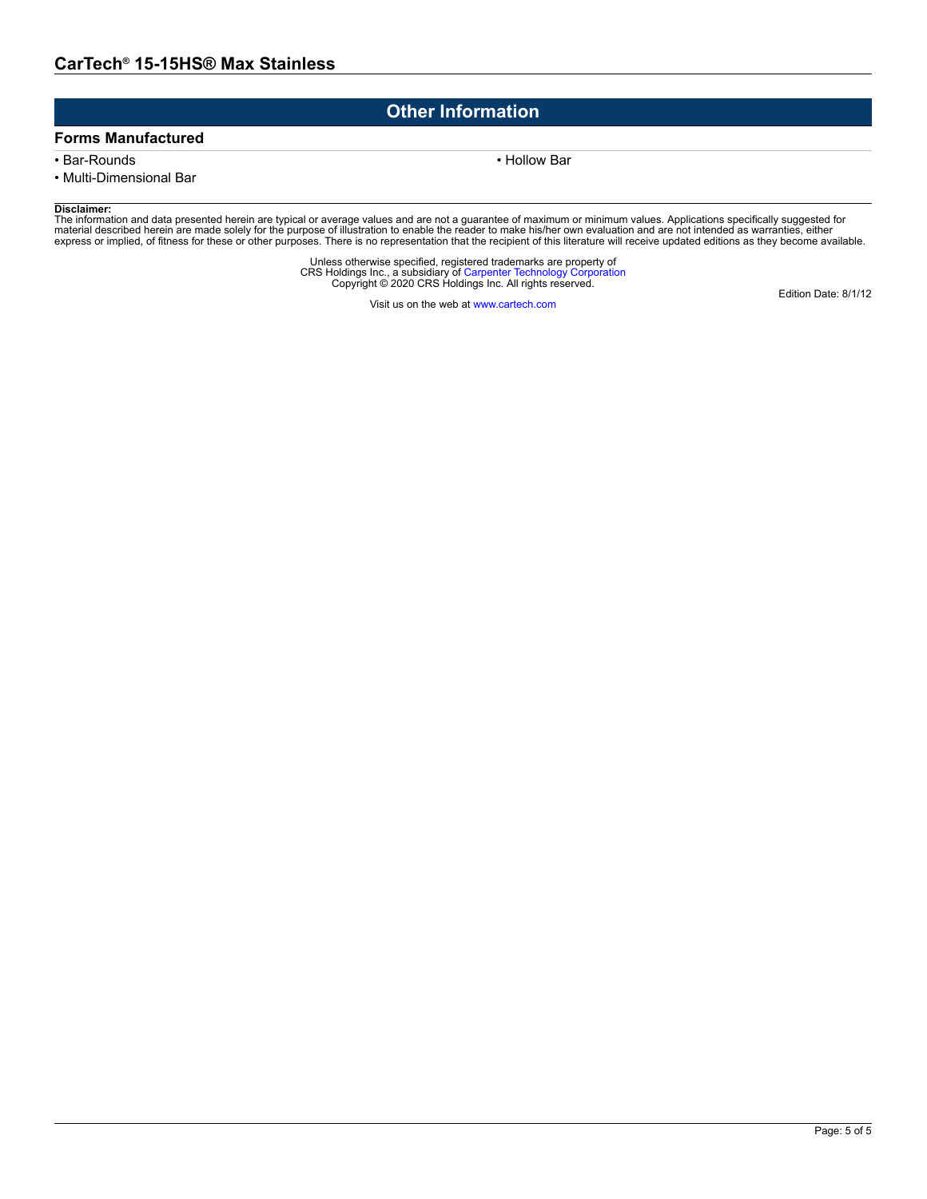## Other Information

### Forms Manufactured

- Bar-Rounds
- Hollow Bar
- Multi-Dimensional Bar

**Disclaimer:**
The information and data presented herein are typical or average values and are not a guarantee of maximum or minimum values. Applications specifically suggested for material described herein are made solely for the purpose of illustration to enable the reader to make his/her own evaluation and are not intended as warranties, either express or implied, of fitness for these or other purposes. There is no representation that the recipient of this literature will receive updated editions as they become available.

Unless otherwise specified, registered trademarks are property of
CRS Holdings Inc., a subsidiary of Carpenter Technology Corporation
Copyright © 2020 CRS Holdings Inc. All rights reserved.

Edition Date: 8/1/12

Visit us on the web at www.cartech.com